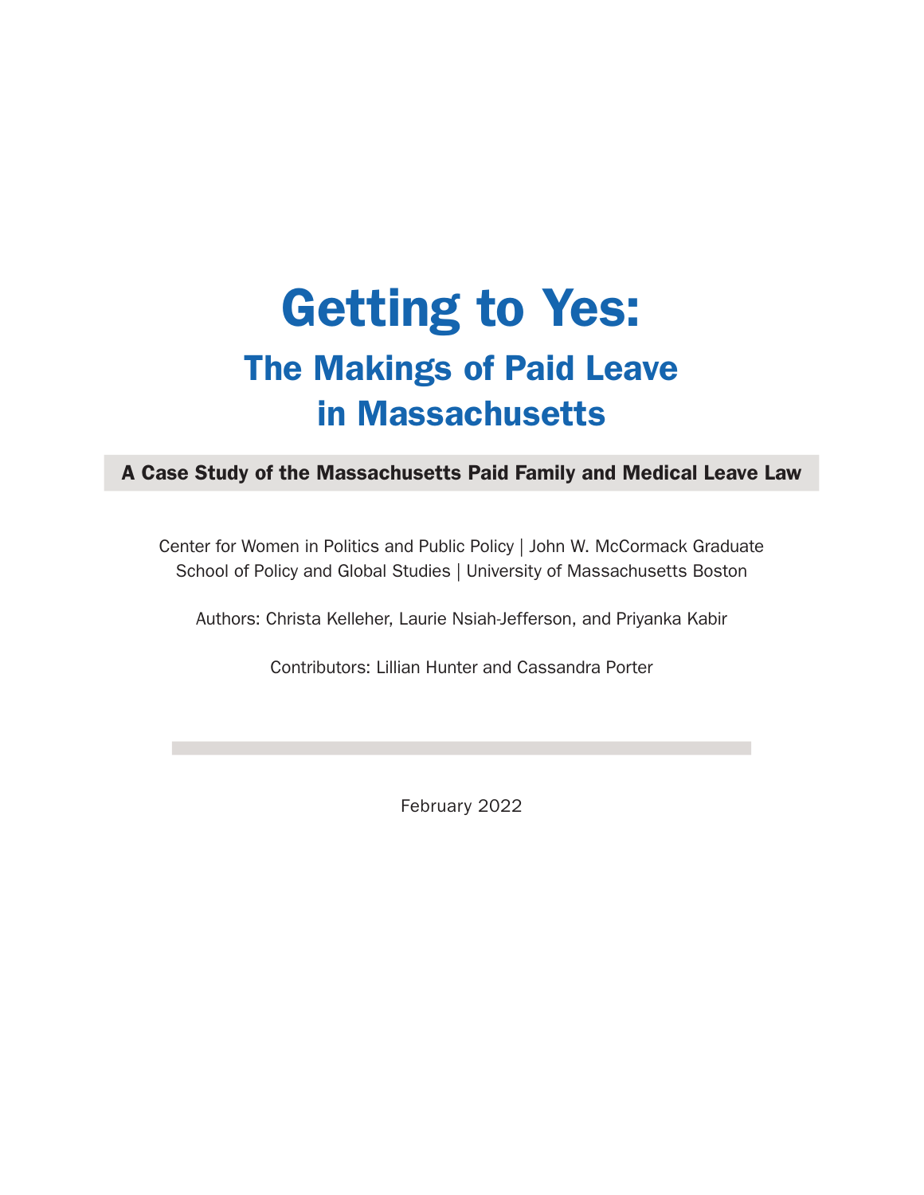# Getting to Yes:

## The Makings of Paid Leave in Massachusetts

**A Case Study of the Massachusetts Paid Family and Medical Leave Law**

Center for Women in Politics and Public Policy | John W. McCormack Graduate School of Policy and Global Studies | University of Massachusetts Boston

Authors: Christa Kelleher, Laurie Nsiah-Jefferson, and Priyanka Kabir

Contributors: Lillian Hunter and Cassandra Porter

February 2022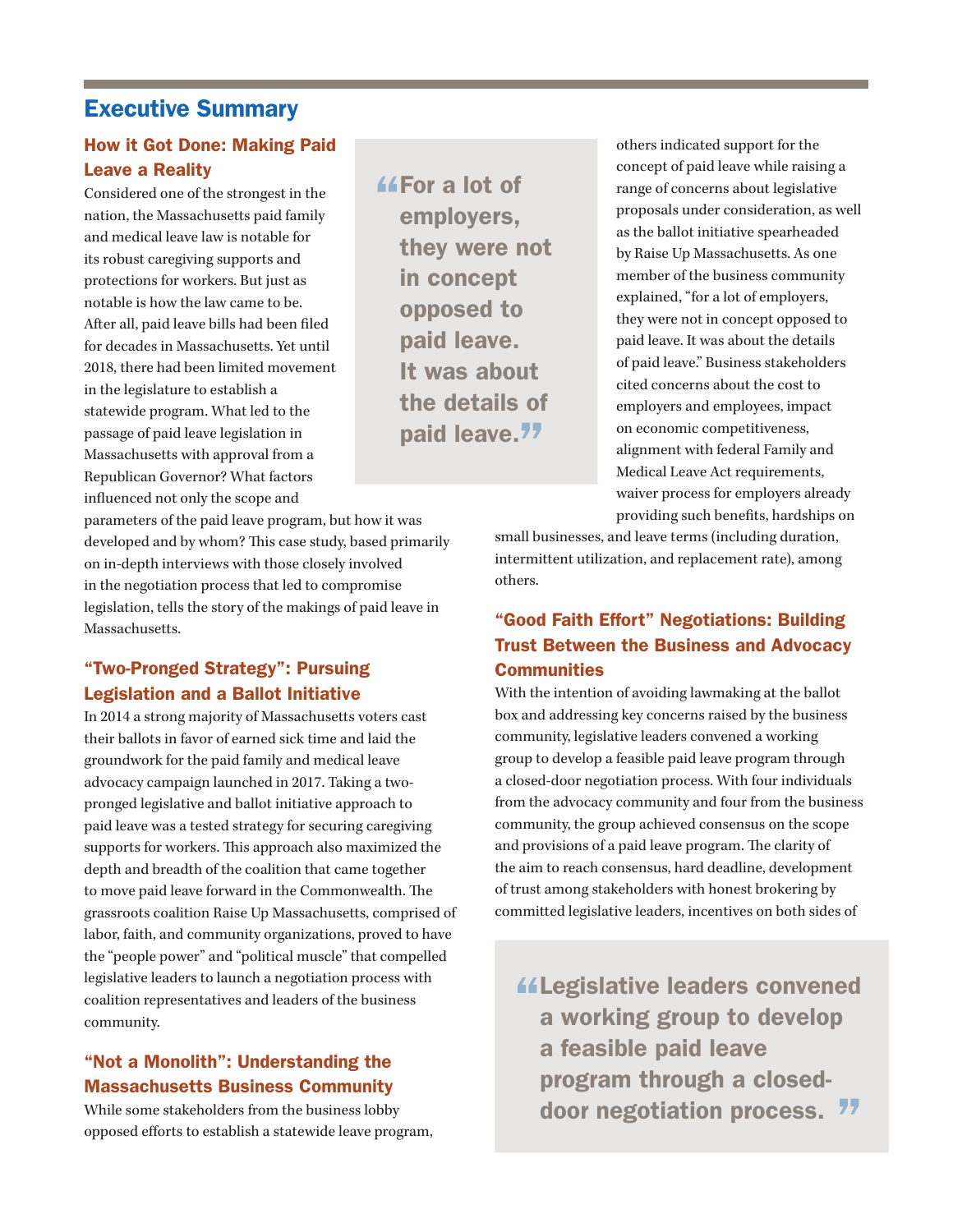## Executive Summary

### How it Got Done: Making Paid Leave a Reality

Considered one of the strongest in the nation, the Massachusetts paid family and medical leave law is notable for its robust caregiving supports and protections for workers. But just as notable is how the law came to be. After all, paid leave bills had been filed for decades in Massachusetts. Yet until 2018, there had been limited movement in the legislature to establish a statewide program. What led to the passage of paid leave legislation in Massachusetts with approval from a Republican Governor? What factors influenced not only the scope and parameters of the paid leave program, but how it was developed and by whom? This case study, based primarily on in-depth interviews with those closely involved in the negotiation process that led to compromise legislation, tells the story of the makings of paid leave in Massachusetts.

> "For a lot of employers, they were not in concept opposed to paid leave. It was about the details of paid leave."

### "Two-Pronged Strategy": Pursuing Legislation and a Ballot Initiative

In 2014 a strong majority of Massachusetts voters cast their ballots in favor of earned sick time and laid the groundwork for the paid family and medical leave advocacy campaign launched in 2017. Taking a two-pronged legislative and ballot initiative approach to paid leave was a tested strategy for securing caregiving supports for workers. This approach also maximized the depth and breadth of the coalition that came together to move paid leave forward in the Commonwealth. The grassroots coalition Raise Up Massachusetts, comprised of labor, faith, and community organizations, proved to have the "people power" and "political muscle" that compelled legislative leaders to launch a negotiation process with coalition representatives and leaders of the business community.

### "Not a Monolith": Understanding the Massachusetts Business Community

While some stakeholders from the business lobby opposed efforts to establish a statewide leave program, others indicated support for the concept of paid leave while raising a range of concerns about legislative proposals under consideration, as well as the ballot initiative spearheaded by Raise Up Massachusetts. As one member of the business community explained, "for a lot of employers, they were not in concept opposed to paid leave. It was about the details of paid leave." Business stakeholders cited concerns about the cost to employers and employees, impact on economic competitiveness, alignment with federal Family and Medical Leave Act requirements, waiver process for employers already providing such benefits, hardships on small businesses, and leave terms (including duration, intermittent utilization, and replacement rate), among others.

### "Good Faith Effort" Negotiations: Building Trust Between the Business and Advocacy Communities

With the intention of avoiding lawmaking at the ballot box and addressing key concerns raised by the business community, legislative leaders convened a working group to develop a feasible paid leave program through a closed-door negotiation process. With four individuals from the advocacy community and four from the business community, the group achieved consensus on the scope and provisions of a paid leave program. The clarity of the aim to reach consensus, hard deadline, development of trust among stakeholders with honest brokering by committed legislative leaders, incentives on both sides of

> "Legislative leaders convened a working group to develop a feasible paid leave program through a closed-door negotiation process."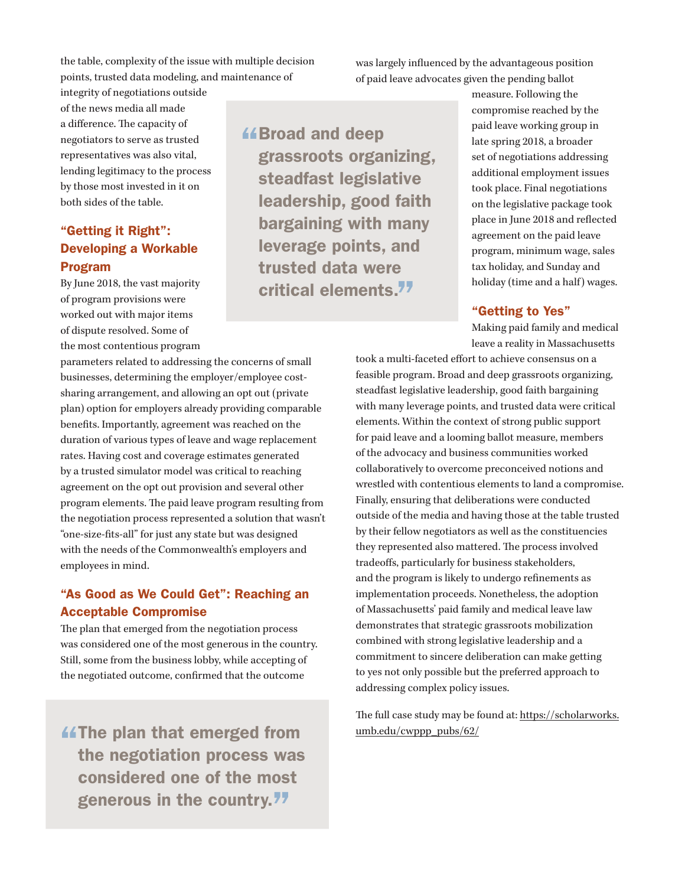the table, complexity of the issue with multiple decision points, trusted data modeling, and maintenance of integrity of negotiations outside of the news media all made a difference. The capacity of negotiators to serve as trusted representatives was also vital, lending legitimacy to the process by those most invested in it on both sides of the table.

> “Broad and deep grassroots organizing, steadfast legislative leadership, good faith bargaining with many leverage points, and trusted data were critical elements.”

### “Getting it Right”: Developing a Workable Program

By June 2018, the vast majority of program provisions were worked out with major items of dispute resolved. Some of the most contentious program parameters related to addressing the concerns of small businesses, determining the employer/employee cost-sharing arrangement, and allowing an opt out (private plan) option for employers already providing comparable benefits. Importantly, agreement was reached on the duration of various types of leave and wage replacement rates. Having cost and coverage estimates generated by a trusted simulator model was critical to reaching agreement on the opt out provision and several other program elements. The paid leave program resulting from the negotiation process represented a solution that wasn’t “one-size-fits-all” for just any state but was designed with the needs of the Commonwealth’s employers and employees in mind.

### “As Good as We Could Get”: Reaching an Acceptable Compromise

The plan that emerged from the negotiation process was considered one of the most generous in the country. Still, some from the business lobby, while accepting of the negotiated outcome, confirmed that the outcome was largely influenced by the advantageous position of paid leave advocates given the pending ballot measure. Following the compromise reached by the paid leave working group in late spring 2018, a broader set of negotiations addressing additional employment issues took place. Final negotiations on the legislative package took place in June 2018 and reflected agreement on the paid leave program, minimum wage, sales tax holiday, and Sunday and holiday (time and a half) wages.

> “The plan that emerged from the negotiation process was considered one of the most generous in the country.”

### “Getting to Yes”

Making paid family and medical leave a reality in Massachusetts took a multi-faceted effort to achieve consensus on a feasible program. Broad and deep grassroots organizing, steadfast legislative leadership, good faith bargaining with many leverage points, and trusted data were critical elements. Within the context of strong public support for paid leave and a looming ballot measure, members of the advocacy and business communities worked collaboratively to overcome preconceived notions and wrestled with contentious elements to land a compromise. Finally, ensuring that deliberations were conducted outside of the media and having those at the table trusted by their fellow negotiators as well as the constituencies they represented also mattered. The process involved tradeoffs, particularly for business stakeholders, and the program is likely to undergo refinements as implementation proceeds. Nonetheless, the adoption of Massachusetts’ paid family and medical leave law demonstrates that strategic grassroots mobilization combined with strong legislative leadership and a commitment to sincere deliberation can make getting to yes not only possible but the preferred approach to addressing complex policy issues.

The full case study may be found at: https://scholarworks.umb.edu/cwppp_pubs/62/